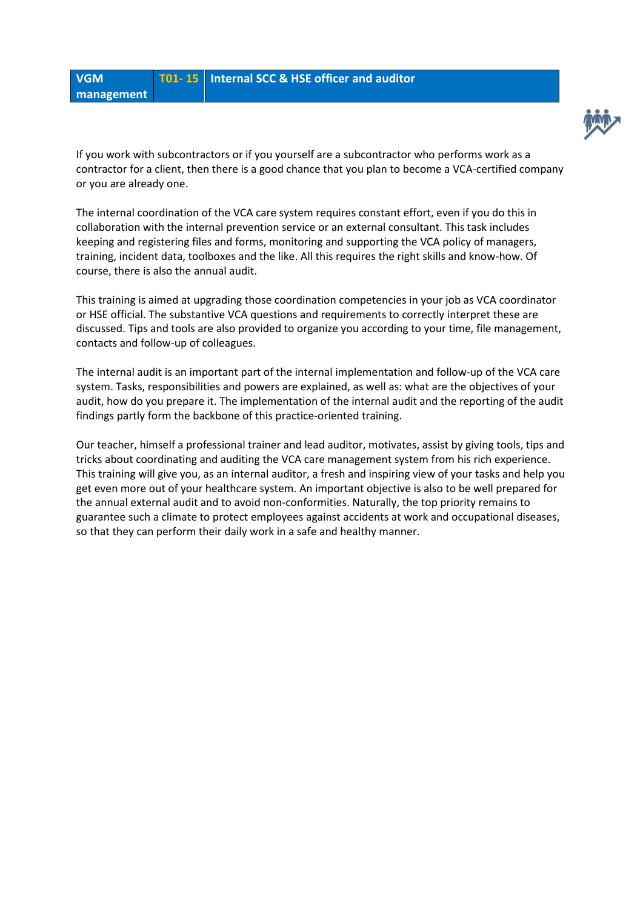| VGM management | T01- 15 | Internal SCC & HSE officer and auditor |
|---|---|---|

If you work with subcontractors or if you yourself are a subcontractor who performs work as a contractor for a client, then there is a good chance that you plan to become a VCA-certified company or you are already one.

The internal coordination of the VCA care system requires constant effort, even if you do this in collaboration with the internal prevention service or an external consultant. This task includes keeping and registering files and forms, monitoring and supporting the VCA policy of managers, training, incident data, toolboxes and the like. All this requires the right skills and know-how. Of course, there is also the annual audit.

This training is aimed at upgrading those coordination competencies in your job as VCA coordinator or HSE official. The substantive VCA questions and requirements to correctly interpret these are discussed. Tips and tools are also provided to organize you according to your time, file management, contacts and follow-up of colleagues.

The internal audit is an important part of the internal implementation and follow-up of the VCA care system. Tasks, responsibilities and powers are explained, as well as: what are the objectives of your audit, how do you prepare it. The implementation of the internal audit and the reporting of the audit findings partly form the backbone of this practice-oriented training.

Our teacher, himself a professional trainer and lead auditor, motivates, assist by giving tools, tips and tricks about coordinating and auditing the VCA care management system from his rich experience. This training will give you, as an internal auditor, a fresh and inspiring view of your tasks and help you get even more out of your healthcare system. An important objective is also to be well prepared for the annual external audit and to avoid non-conformities. Naturally, the top priority remains to guarantee such a climate to protect employees against accidents at work and occupational diseases, so that they can perform their daily work in a safe and healthy manner.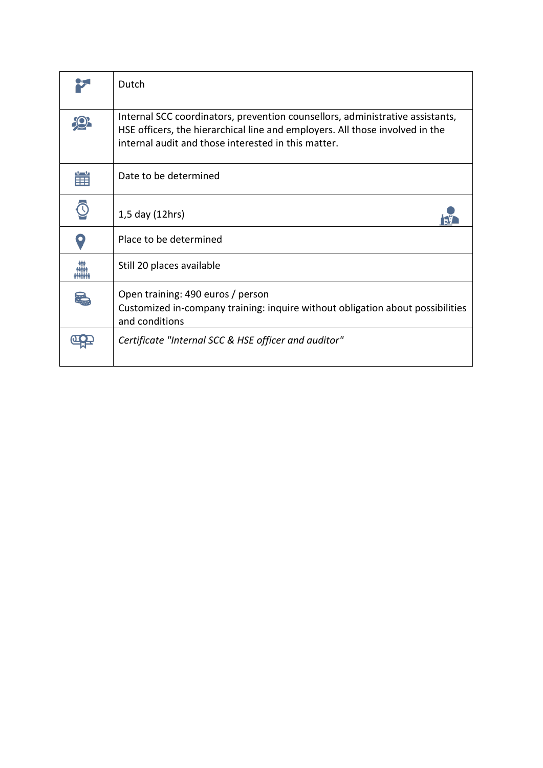| | |
|---|---|
| | Dutch |
| | Internal SCC coordinators, prevention counsellors, administrative assistants, HSE officers, the hierarchical line and employers. All those involved in the internal audit and those interested in this matter. |
| | Date to be determined |
| | 1,5 day (12hrs) |
| | Place to be determined |
| | Still 20 places available |
| | Open training: 490 euros / person<br>Customized in-company training: inquire without obligation about possibilities and conditions |
| | *Certificate "Internal SCC & HSE officer and auditor"* |